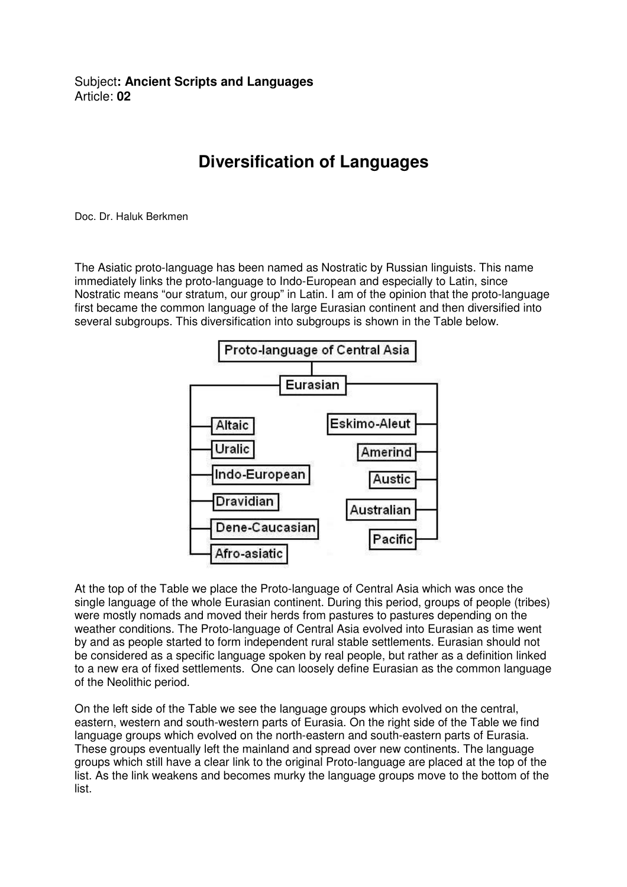Subject**: Ancient Scripts and Languages**
Article: **02**

# Diversification of Languages

Doc. Dr. Haluk Berkmen

The Asiatic proto-language has been named as Nostratic by Russian linguists. This name immediately links the proto-language to Indo-European and especially to Latin, since Nostratic means "our stratum, our group" in Latin. I am of the opinion that the proto-language first became the common language of the large Eurasian continent and then diversified into several subgroups. This diversification into subgroups is shown in the Table below.

- Proto-language of Central Asia
  - Eurasian
    - Altaic
    - Uralic
    - Indo-European
    - Dravidian
    - Dene-Caucasian
    - Afro-asiatic
    - Eskimo-Aleut
    - Amerind
    - Austic
    - Australian
    - Pacific

At the top of the Table we place the Proto-language of Central Asia which was once the single language of the whole Eurasian continent. During this period, groups of people (tribes) were mostly nomads and moved their herds from pastures to pastures depending on the weather conditions. The Proto-language of Central Asia evolved into Eurasian as time went by and as people started to form independent rural stable settlements. Eurasian should not be considered as a specific language spoken by real people, but rather as a definition linked to a new era of fixed settlements. One can loosely define Eurasian as the common language of the Neolithic period.

On the left side of the Table we see the language groups which evolved on the central, eastern, western and south-western parts of Eurasia. On the right side of the Table we find language groups which evolved on the north-eastern and south-eastern parts of Eurasia. These groups eventually left the mainland and spread over new continents. The language groups which still have a clear link to the original Proto-language are placed at the top of the list. As the link weakens and becomes murky the language groups move to the bottom of the list.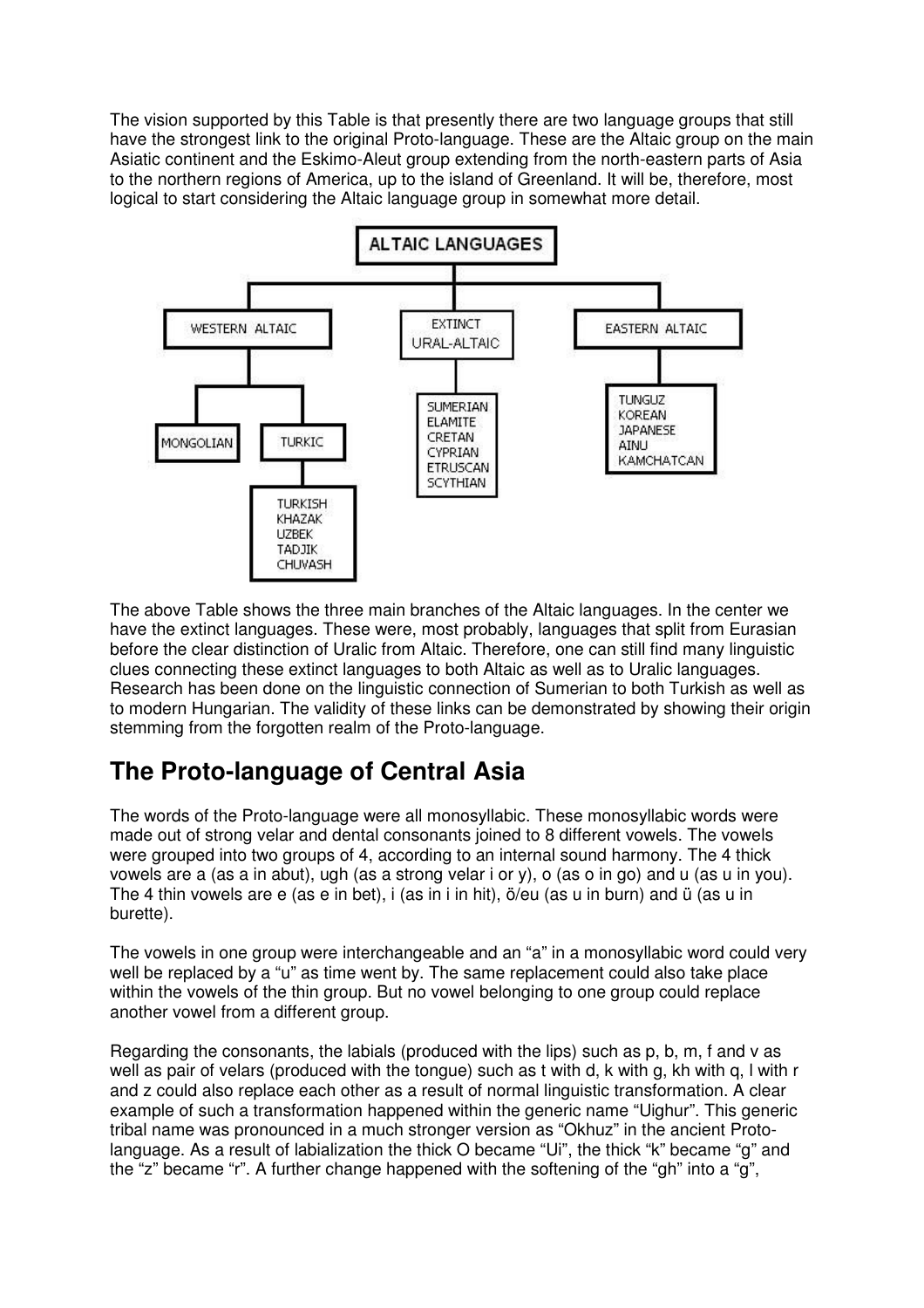The vision supported by this Table is that presently there are two language groups that still have the strongest link to the original Proto-language. These are the Altaic group on the main Asiatic continent and the Eskimo-Aleut group extending from the north-eastern parts of Asia to the northern regions of America, up to the island of Greenland. It will be, therefore, most logical to start considering the Altaic language group in somewhat more detail.

**ALTAIC LANGUAGES**

- WESTERN ALTAIC
  - MONGOLIAN
  - TURKIC
    - TURKISH
    - KHAZAK
    - UZBEK
    - TADJIK
    - CHUVASH
- EXTINCT URAL-ALTAIC
  - SUMERIAN
  - ELAMITE
  - CRETAN
  - CYPRIAN
  - ETRUSCAN
  - SCYTHIAN
- EASTERN ALTAIC
  - TUNGUZ
  - KOREAN
  - JAPANESE
  - AINU
  - KAMCHATCAN

The above Table shows the three main branches of the Altaic languages. In the center we have the extinct languages. These were, most probably, languages that split from Eurasian before the clear distinction of Uralic from Altaic. Therefore, one can still find many linguistic clues connecting these extinct languages to both Altaic as well as to Uralic languages. Research has been done on the linguistic connection of Sumerian to both Turkish as well as to modern Hungarian. The validity of these links can be demonstrated by showing their origin stemming from the forgotten realm of the Proto-language.

## The Proto-language of Central Asia

The words of the Proto-language were all monosyllabic. These monosyllabic words were made out of strong velar and dental consonants joined to 8 different vowels. The vowels were grouped into two groups of 4, according to an internal sound harmony. The 4 thick vowels are a (as a in abut), ugh (as a strong velar i or y), o (as o in go) and u (as u in you). The 4 thin vowels are e (as e in bet), i (as in i in hit), ö/eu (as u in burn) and ü (as u in burette).

The vowels in one group were interchangeable and an "a" in a monosyllabic word could very well be replaced by a "u" as time went by. The same replacement could also take place within the vowels of the thin group. But no vowel belonging to one group could replace another vowel from a different group.

Regarding the consonants, the labials (produced with the lips) such as p, b, m, f and v as well as pair of velars (produced with the tongue) such as t with d, k with g, kh with q, l with r and z could also replace each other as a result of normal linguistic transformation. A clear example of such a transformation happened within the generic name "Uighur". This generic tribal name was pronounced in a much stronger version as "Okhuz" in the ancient Proto-language. As a result of labialization the thick O became "Ui", the thick "k" became "g" and the "z" became "r". A further change happened with the softening of the "gh" into a "g",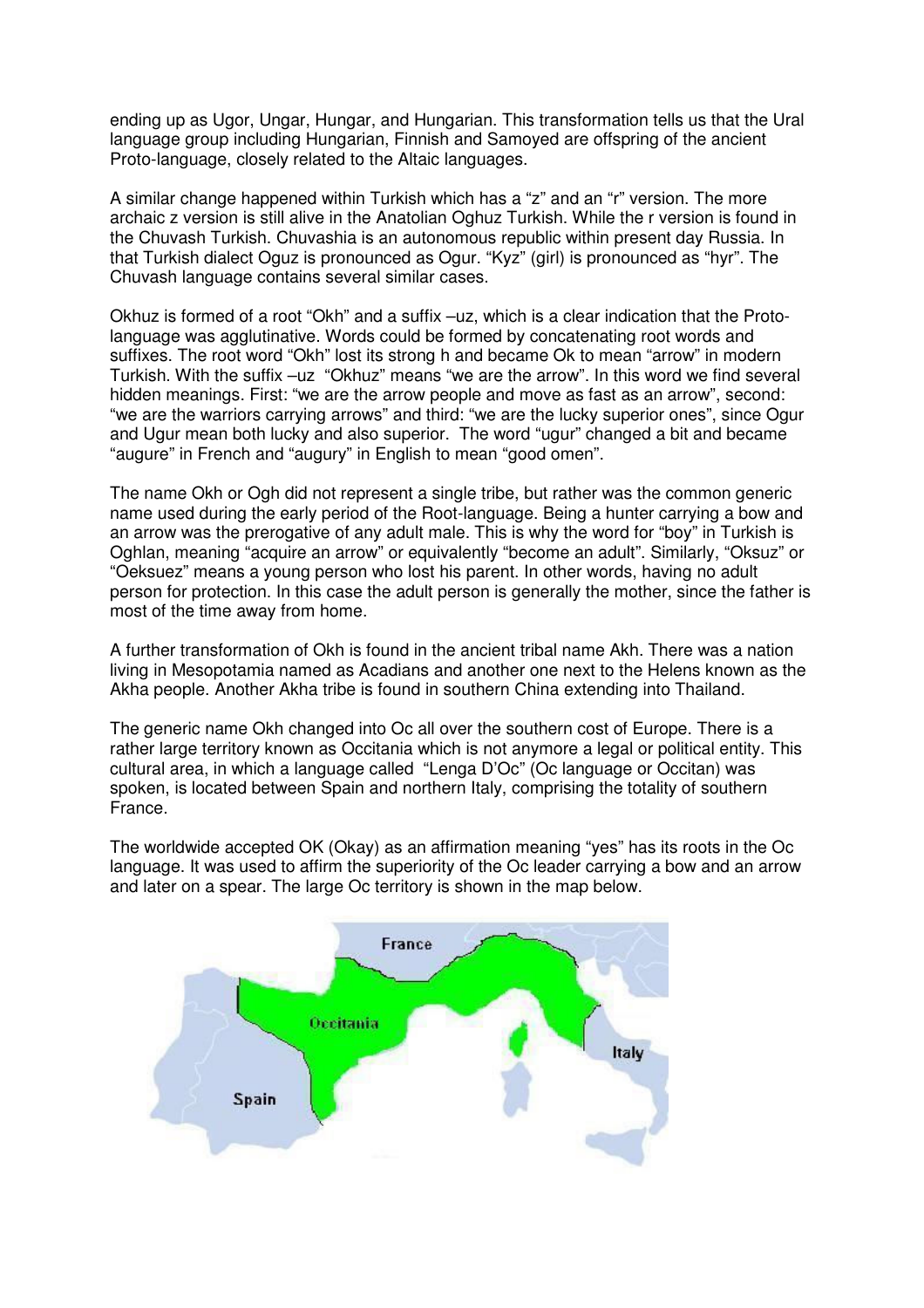ending up as Ugor, Ungar, Hungar, and Hungarian. This transformation tells us that the Ural language group including Hungarian, Finnish and Samoyed are offspring of the ancient Proto-language, closely related to the Altaic languages.

A similar change happened within Turkish which has a "z" and an "r" version. The more archaic z version is still alive in the Anatolian Oghuz Turkish. While the r version is found in the Chuvash Turkish. Chuvashia is an autonomous republic within present day Russia. In that Turkish dialect Oguz is pronounced as Ogur. "Kyz" (girl) is pronounced as "hyr". The Chuvash language contains several similar cases.

Okhuz is formed of a root "Okh" and a suffix –uz, which is a clear indication that the Proto-language was agglutinative. Words could be formed by concatenating root words and suffixes. The root word "Okh" lost its strong h and became Ok to mean "arrow" in modern Turkish. With the suffix –uz "Okhuz" means "we are the arrow". In this word we find several hidden meanings. First: "we are the arrow people and move as fast as an arrow", second: "we are the warriors carrying arrows" and third: "we are the lucky superior ones", since Ogur and Ugur mean both lucky and also superior. The word "ugur" changed a bit and became "augure" in French and "augury" in English to mean "good omen".

The name Okh or Ogh did not represent a single tribe, but rather was the common generic name used during the early period of the Root-language. Being a hunter carrying a bow and an arrow was the prerogative of any adult male. This is why the word for "boy" in Turkish is Oghlan, meaning "acquire an arrow" or equivalently "become an adult". Similarly, "Oksuz" or "Oeksuez" means a young person who lost his parent. In other words, having no adult person for protection. In this case the adult person is generally the mother, since the father is most of the time away from home.

A further transformation of Okh is found in the ancient tribal name Akh. There was a nation living in Mesopotamia named as Acadians and another one next to the Helens known as the Akha people. Another Akha tribe is found in southern China extending into Thailand.

The generic name Okh changed into Oc all over the southern cost of Europe. There is a rather large territory known as Occitania which is not anymore a legal or political entity. This cultural area, in which a language called "Lenga D'Oc" (Oc language or Occitan) was spoken, is located between Spain and northern Italy, comprising the totality of southern France.

The worldwide accepted OK (Okay) as an affirmation meaning "yes" has its roots in the Oc language. It was used to affirm the superiority of the Oc leader carrying a bow and an arrow and later on a spear. The large Oc territory is shown in the map below.

France
Occitania
Italy
Spain